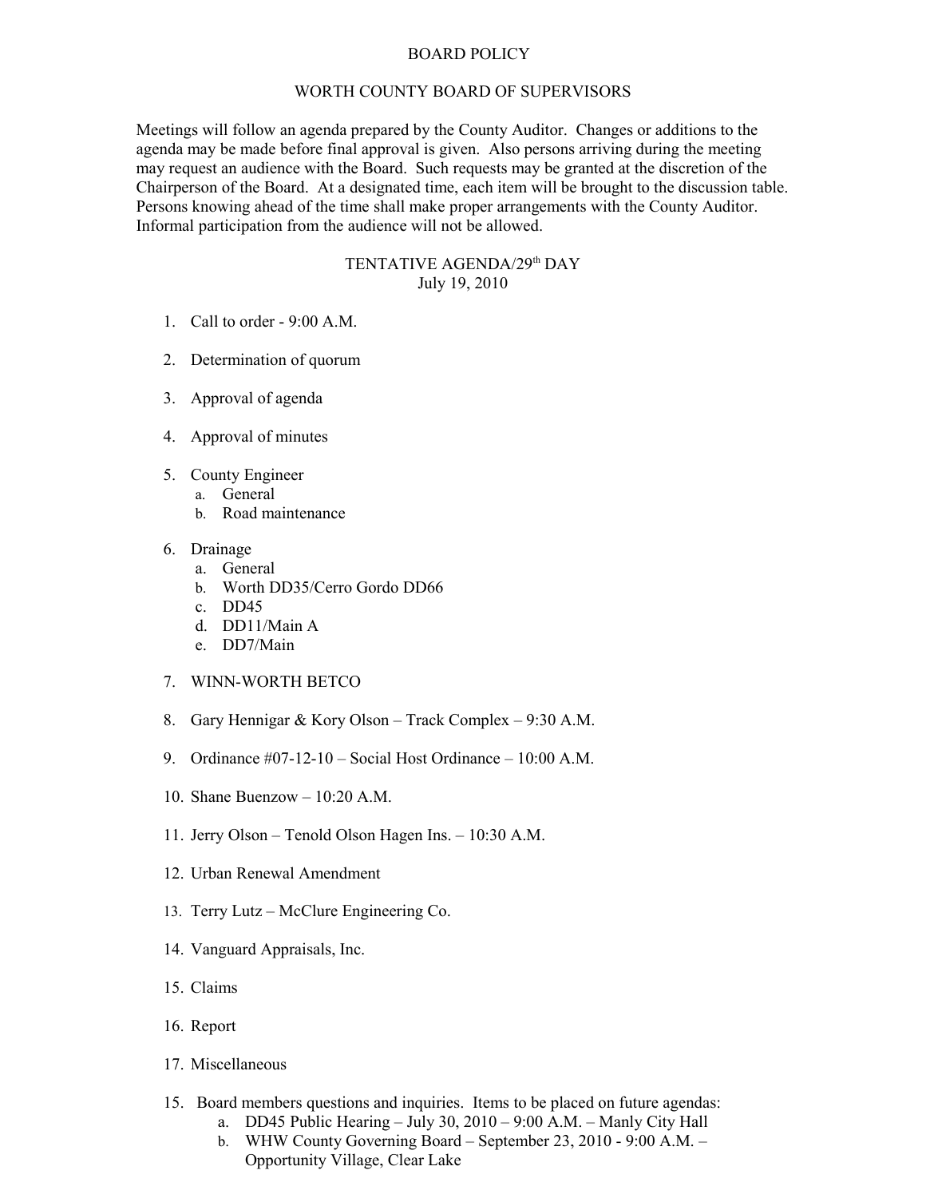# BOARD POLICY

## WORTH COUNTY BOARD OF SUPERVISORS

Meetings will follow an agenda prepared by the County Auditor. Changes or additions to the agenda may be made before final approval is given. Also persons arriving during the meeting may request an audience with the Board. Such requests may be granted at the discretion of the Chairperson of the Board. At a designated time, each item will be brought to the discussion table. Persons knowing ahead of the time shall make proper arrangements with the County Auditor. Informal participation from the audience will not be allowed.

## TENTATIVE AGENDA/29th DAY
July 19, 2010

1. Call to order - 9:00 A.M.
2. Determination of quorum
3. Approval of agenda
4. Approval of minutes
5. County Engineer
   a. General
   b. Road maintenance
6. Drainage
   a. General
   b. Worth DD35/Cerro Gordo DD66
   c. DD45
   d. DD11/Main A
   e. DD7/Main
7. WINN-WORTH BETCO
8. Gary Hennigar & Kory Olson – Track Complex – 9:30 A.M.
9. Ordinance #07-12-10 – Social Host Ordinance – 10:00 A.M.
10. Shane Buenzow – 10:20 A.M.
11. Jerry Olson – Tenold Olson Hagen Ins. – 10:30 A.M.
12. Urban Renewal Amendment
13. Terry Lutz – McClure Engineering Co.
14. Vanguard Appraisals, Inc.
15. Claims
16. Report
17. Miscellaneous

15. Board members questions and inquiries. Items to be placed on future agendas:
    a. DD45 Public Hearing – July 30, 2010 – 9:00 A.M. – Manly City Hall
    b. WHW County Governing Board – September 23, 2010 - 9:00 A.M. – Opportunity Village, Clear Lake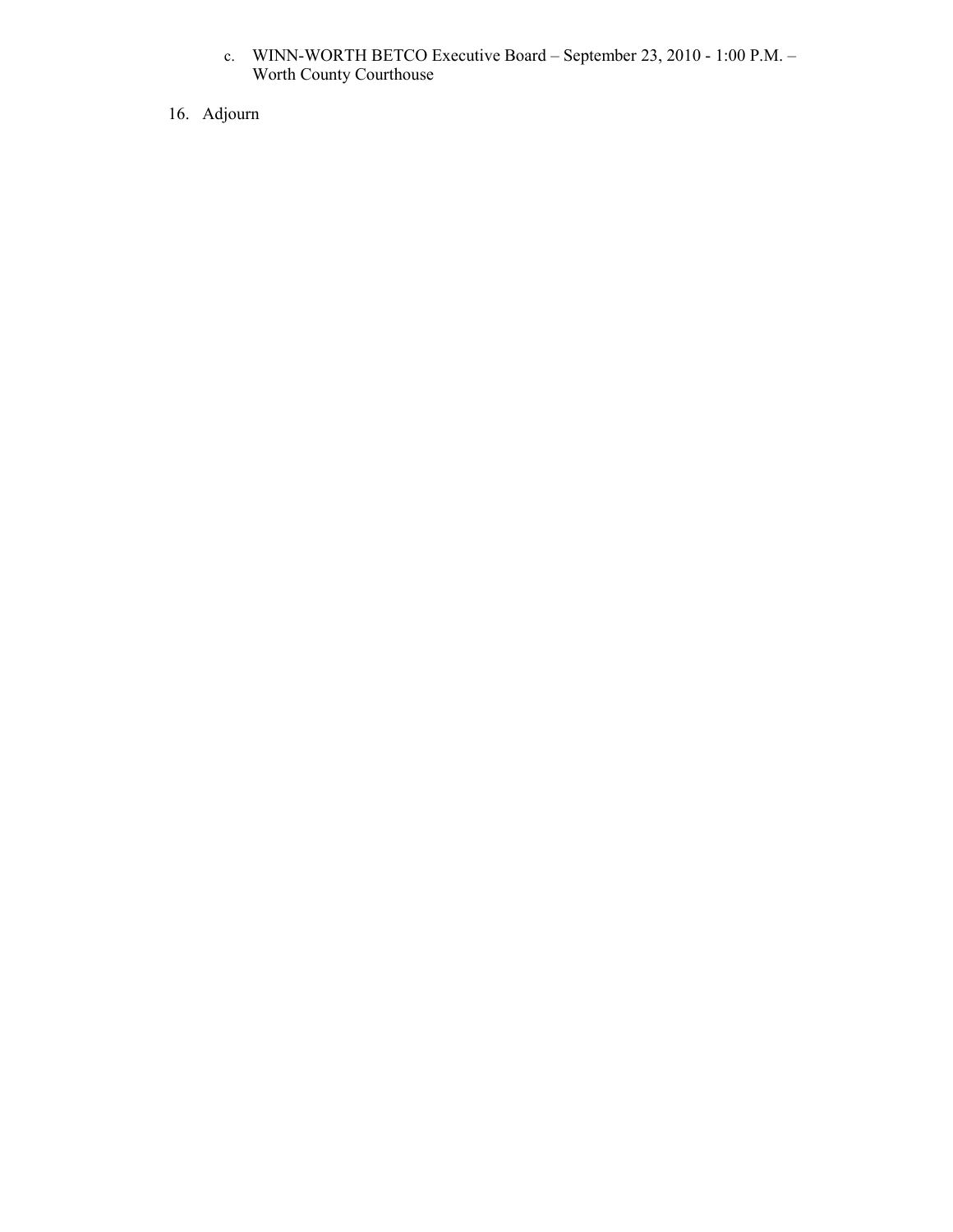c. WINN-WORTH BETCO Executive Board – September 23, 2010 - 1:00 P.M. – Worth County Courthouse

16. Adjourn